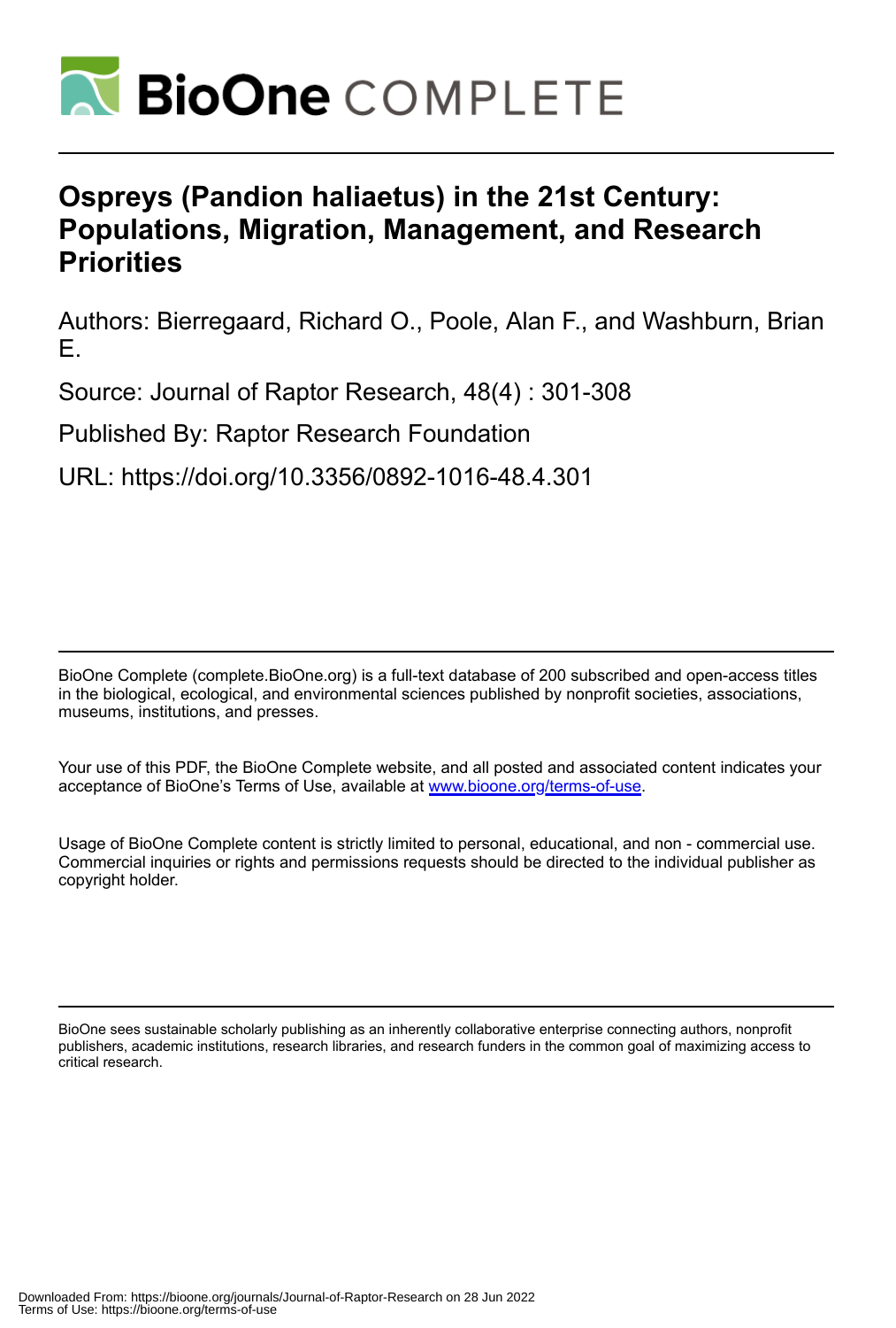# Ospreys (Pandion haliaetus) in the 21st Century: Populations, Migration, Management, and Research Priorities

Authors: Bierregaard, Richard O., Poole, Alan F., and Washburn, Brian E.

Source: Journal of Raptor Research, 48(4) : 301-308

Published By: Raptor Research Foundation

URL: https://doi.org/10.3356/0892-1016-48.4.301

---

BioOne Complete (complete.BioOne.org) is a full-text database of 200 subscribed and open-access titles in the biological, ecological, and environmental sciences published by nonprofit societies, associations, museums, institutions, and presses.

Your use of this PDF, the BioOne Complete website, and all posted and associated content indicates your acceptance of BioOne's Terms of Use, available at www.bioone.org/terms-of-use.

Usage of BioOne Complete content is strictly limited to personal, educational, and non - commercial use. Commercial inquiries or rights and permissions requests should be directed to the individual publisher as copyright holder.

---

BioOne sees sustainable scholarly publishing as an inherently collaborative enterprise connecting authors, nonprofit publishers, academic institutions, research libraries, and research funders in the common goal of maximizing access to critical research.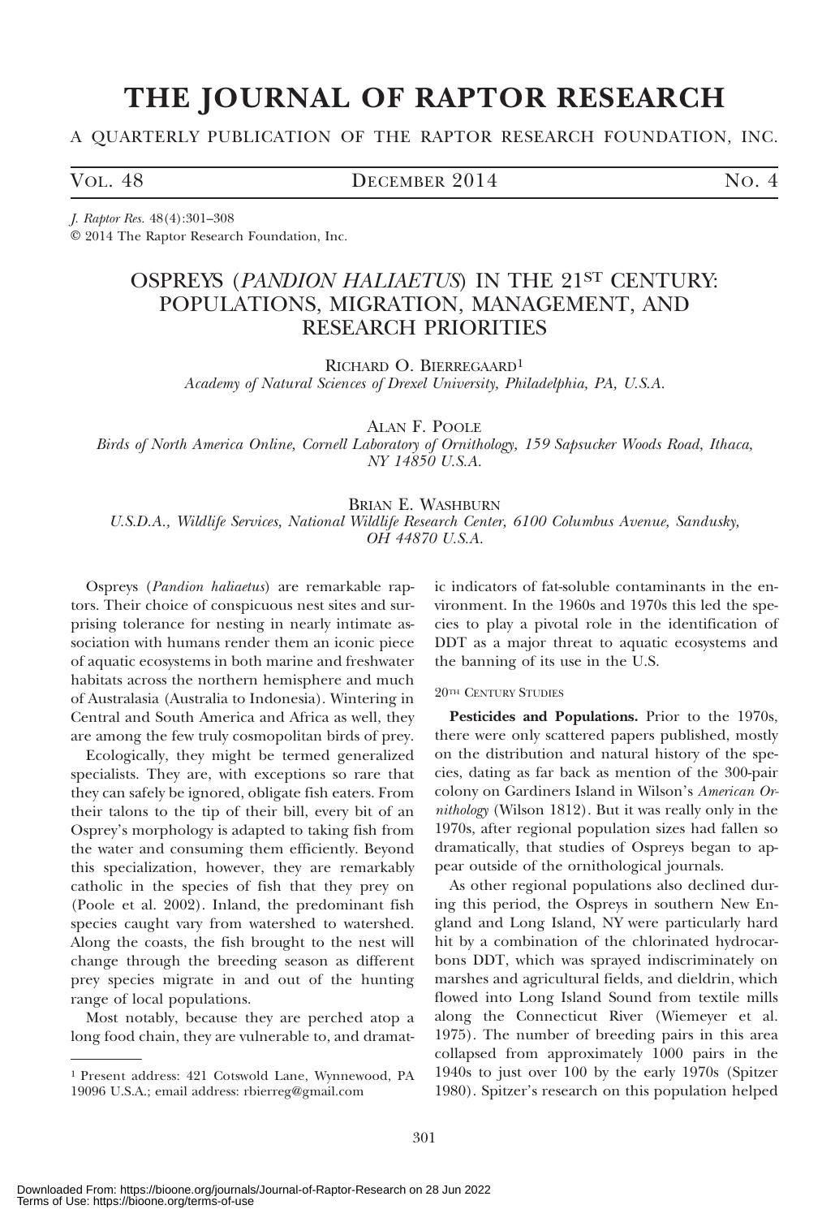# THE JOURNAL OF RAPTOR RESEARCH

A QUARTERLY PUBLICATION OF THE RAPTOR RESEARCH FOUNDATION, INC.

VOL. 48 DECEMBER 2014 NO. 4

*J. Raptor Res.* 48(4):301–308
© 2014 The Raptor Research Foundation, Inc.

## OSPREYS (*PANDION HALIAETUS*) IN THE 21ST CENTURY: POPULATIONS, MIGRATION, MANAGEMENT, AND RESEARCH PRIORITIES

RICHARD O. BIERREGAARD[1]
*Academy of Natural Sciences of Drexel University, Philadelphia, PA, U.S.A.*

ALAN F. POOLE
*Birds of North America Online, Cornell Laboratory of Ornithology, 159 Sapsucker Woods Road, Ithaca, NY 14850 U.S.A.*

BRIAN E. WASHBURN
*U.S.D.A., Wildlife Services, National Wildlife Research Center, 6100 Columbus Avenue, Sandusky, OH 44870 U.S.A.*

Ospreys (*Pandion haliaetus*) are remarkable raptors. Their choice of conspicuous nest sites and surprising tolerance for nesting in nearly intimate association with humans render them an iconic piece of aquatic ecosystems in both marine and freshwater habitats across the northern hemisphere and much of Australasia (Australia to Indonesia). Wintering in Central and South America and Africa as well, they are among the few truly cosmopolitan birds of prey.

Ecologically, they might be termed generalized specialists. They are, with exceptions so rare that they can safely be ignored, obligate fish eaters. From their talons to the tip of their bill, every bit of an Osprey's morphology is adapted to taking fish from the water and consuming them efficiently. Beyond this specialization, however, they are remarkably catholic in the species of fish that they prey on (Poole et al. 2002). Inland, the predominant fish species caught vary from watershed to watershed. Along the coasts, the fish brought to the nest will change through the breeding season as different prey species migrate in and out of the hunting range of local populations.

Most notably, because they are perched atop a long food chain, they are vulnerable to, and dramatic indicators of fat-soluble contaminants in the environment. In the 1960s and 1970s this led the species to play a pivotal role in the identification of DDT as a major threat to aquatic ecosystems and the banning of its use in the U.S.

### 20TH CENTURY STUDIES

**Pesticides and Populations.** Prior to the 1970s, there were only scattered papers published, mostly on the distribution and natural history of the species, dating as far back as mention of the 300-pair colony on Gardiners Island in Wilson's *American Ornithology* (Wilson 1812). But it was really only in the 1970s, after regional population sizes had fallen so dramatically, that studies of Ospreys began to appear outside of the ornithological journals.

As other regional populations also declined during this period, the Ospreys in southern New England and Long Island, NY were particularly hard hit by a combination of the chlorinated hydrocarbons DDT, which was sprayed indiscriminately on marshes and agricultural fields, and dieldrin, which flowed into Long Island Sound from textile mills along the Connecticut River (Wiemeyer et al. 1975). The number of breeding pairs in this area collapsed from approximately 1000 pairs in the 1940s to just over 100 by the early 1970s (Spitzer 1980). Spitzer's research on this population helped

[1] Present address: 421 Cotswold Lane, Wynnewood, PA 19096 U.S.A.; email address: rbierreg@gmail.com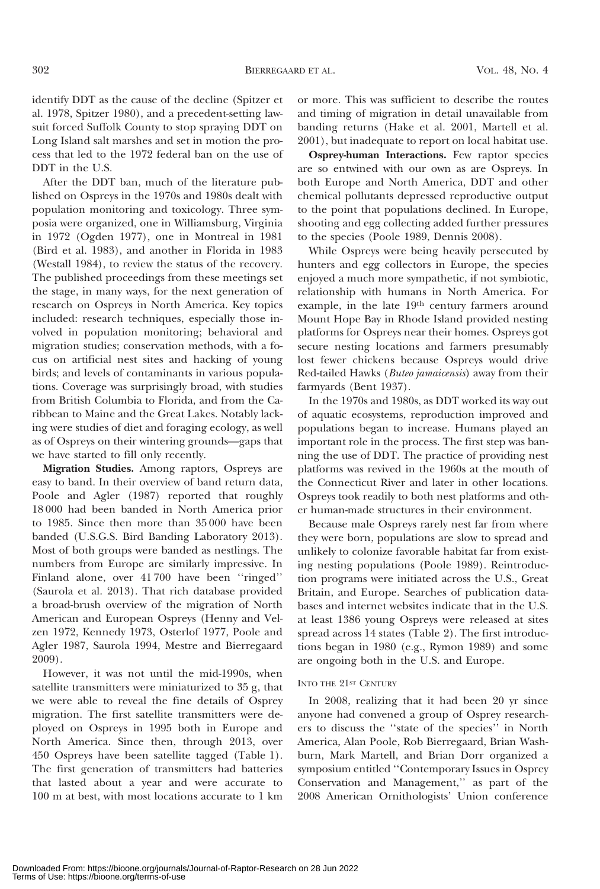identify DDT as the cause of the decline (Spitzer et al. 1978, Spitzer 1980), and a precedent-setting lawsuit forced Suffolk County to stop spraying DDT on Long Island salt marshes and set in motion the process that led to the 1972 federal ban on the use of DDT in the U.S.

After the DDT ban, much of the literature published on Ospreys in the 1970s and 1980s dealt with population monitoring and toxicology. Three symposia were organized, one in Williamsburg, Virginia in 1972 (Ogden 1977), one in Montreal in 1981 (Bird et al. 1983), and another in Florida in 1983 (Westall 1984), to review the status of the recovery. The published proceedings from these meetings set the stage, in many ways, for the next generation of research on Ospreys in North America. Key topics included: research techniques, especially those involved in population monitoring; behavioral and migration studies; conservation methods, with a focus on artificial nest sites and hacking of young birds; and levels of contaminants in various populations. Coverage was surprisingly broad, with studies from British Columbia to Florida, and from the Caribbean to Maine and the Great Lakes. Notably lacking were studies of diet and foraging ecology, as well as of Ospreys on their wintering grounds—gaps that we have started to fill only recently.

**Migration Studies.** Among raptors, Ospreys are easy to band. In their overview of band return data, Poole and Agler (1987) reported that roughly 18 000 had been banded in North America prior to 1985. Since then more than 35 000 have been banded (U.S.G.S. Bird Banding Laboratory 2013). Most of both groups were banded as nestlings. The numbers from Europe are similarly impressive. In Finland alone, over 41 700 have been ''ringed'' (Saurola et al. 2013). That rich database provided a broad-brush overview of the migration of North American and European Ospreys (Henny and Velzen 1972, Kennedy 1973, Osterlof 1977, Poole and Agler 1987, Saurola 1994, Mestre and Bierregaard 2009).

However, it was not until the mid-1990s, when satellite transmitters were miniaturized to 35 g, that we were able to reveal the fine details of Osprey migration. The first satellite transmitters were deployed on Ospreys in 1995 both in Europe and North America. Since then, through 2013, over 450 Ospreys have been satellite tagged (Table 1). The first generation of transmitters had batteries that lasted about a year and were accurate to 100 m at best, with most locations accurate to 1 km or more. This was sufficient to describe the routes and timing of migration in detail unavailable from banding returns (Hake et al. 2001, Martell et al. 2001), but inadequate to report on local habitat use.

**Osprey-human Interactions.** Few raptor species are so entwined with our own as are Ospreys. In both Europe and North America, DDT and other chemical pollutants depressed reproductive output to the point that populations declined. In Europe, shooting and egg collecting added further pressures to the species (Poole 1989, Dennis 2008).

While Ospreys were being heavily persecuted by hunters and egg collectors in Europe, the species enjoyed a much more sympathetic, if not symbiotic, relationship with humans in North America. For example, in the late 19th century farmers around Mount Hope Bay in Rhode Island provided nesting platforms for Ospreys near their homes. Ospreys got secure nesting locations and farmers presumably lost fewer chickens because Ospreys would drive Red-tailed Hawks (*Buteo jamaicensis*) away from their farmyards (Bent 1937).

In the 1970s and 1980s, as DDT worked its way out of aquatic ecosystems, reproduction improved and populations began to increase. Humans played an important role in the process. The first step was banning the use of DDT. The practice of providing nest platforms was revived in the 1960s at the mouth of the Connecticut River and later in other locations. Ospreys took readily to both nest platforms and other human-made structures in their environment.

Because male Ospreys rarely nest far from where they were born, populations are slow to spread and unlikely to colonize favorable habitat far from existing nesting populations (Poole 1989). Reintroduction programs were initiated across the U.S., Great Britain, and Europe. Searches of publication databases and internet websites indicate that in the U.S. at least 1386 young Ospreys were released at sites spread across 14 states (Table 2). The first introductions began in 1980 (e.g., Rymon 1989) and some are ongoing both in the U.S. and Europe.

## Into the 21st Century

In 2008, realizing that it had been 20 yr since anyone had convened a group of Osprey researchers to discuss the ''state of the species'' in North America, Alan Poole, Rob Bierregaard, Brian Washburn, Mark Martell, and Brian Dorr organized a symposium entitled ''Contemporary Issues in Osprey Conservation and Management,'' as part of the 2008 American Ornithologists' Union conference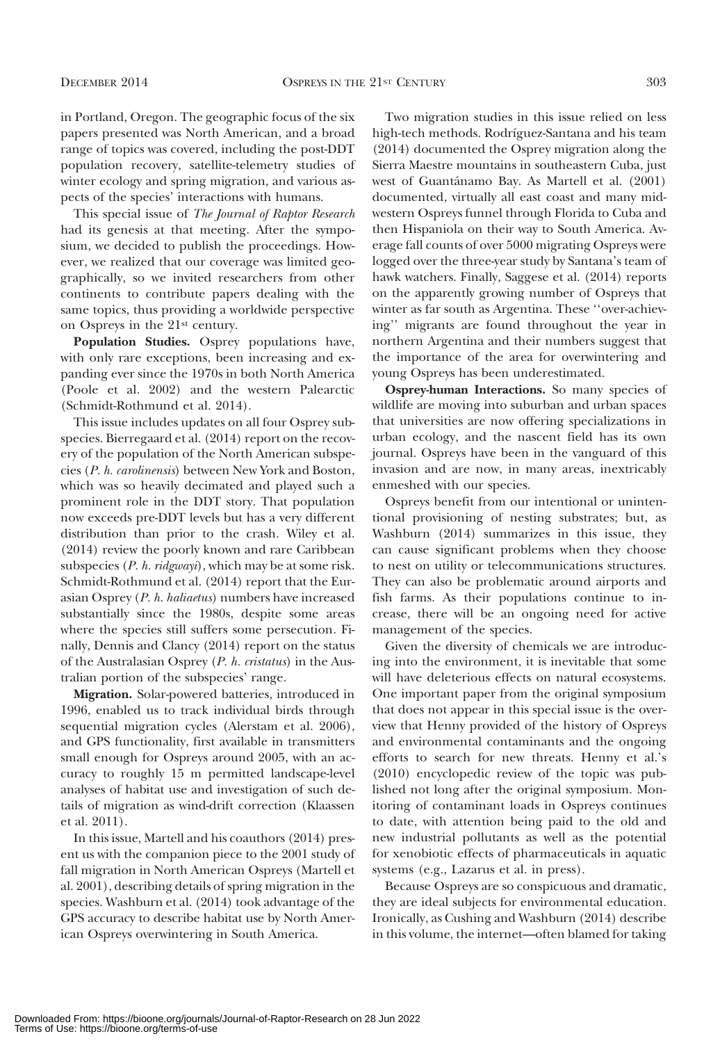in Portland, Oregon. The geographic focus of the six papers presented was North American, and a broad range of topics was covered, including the post-DDT population recovery, satellite-telemetry studies of winter ecology and spring migration, and various aspects of the species' interactions with humans.

This special issue of *The Journal of Raptor Research* had its genesis at that meeting. After the symposium, we decided to publish the proceedings. However, we realized that our coverage was limited geographically, so we invited researchers from other continents to contribute papers dealing with the same topics, thus providing a worldwide perspective on Ospreys in the 21st century.

**Population Studies.** Osprey populations have, with only rare exceptions, been increasing and expanding ever since the 1970s in both North America (Poole et al. 2002) and the western Palearctic (Schmidt-Rothmund et al. 2014).

This issue includes updates on all four Osprey subspecies. Bierregaard et al. (2014) report on the recovery of the population of the North American subspecies (*P. h. carolinensis*) between New York and Boston, which was so heavily decimated and played such a prominent role in the DDT story. That population now exceeds pre-DDT levels but has a very different distribution than prior to the crash. Wiley et al. (2014) review the poorly known and rare Caribbean subspecies (*P. h. ridgwayi*), which may be at some risk. Schmidt-Rothmund et al. (2014) report that the Eurasian Osprey (*P. h. haliaetus*) numbers have increased substantially since the 1980s, despite some areas where the species still suffers some persecution. Finally, Dennis and Clancy (2014) report on the status of the Australasian Osprey (*P. h. cristatus*) in the Australian portion of the subspecies' range.

**Migration.** Solar-powered batteries, introduced in 1996, enabled us to track individual birds through sequential migration cycles (Alerstam et al. 2006), and GPS functionality, first available in transmitters small enough for Ospreys around 2005, with an accuracy to roughly 15 m permitted landscape-level analyses of habitat use and investigation of such details of migration as wind-drift correction (Klaassen et al. 2011).

In this issue, Martell and his coauthors (2014) present us with the companion piece to the 2001 study of fall migration in North American Ospreys (Martell et al. 2001), describing details of spring migration in the species. Washburn et al. (2014) took advantage of the GPS accuracy to describe habitat use by North American Ospreys overwintering in South America.

Two migration studies in this issue relied on less high-tech methods. Rodríguez-Santana and his team (2014) documented the Osprey migration along the Sierra Maestre mountains in southeastern Cuba, just west of Guantánamo Bay. As Martell et al. (2001) documented, virtually all east coast and many midwestern Ospreys funnel through Florida to Cuba and then Hispaniola on their way to South America. Average fall counts of over 5000 migrating Ospreys were logged over the three-year study by Santana's team of hawk watchers. Finally, Saggese et al. (2014) reports on the apparently growing number of Ospreys that winter as far south as Argentina. These ''over-achieving'' migrants are found throughout the year in northern Argentina and their numbers suggest that the importance of the area for overwintering and young Ospreys has been underestimated.

**Osprey-human Interactions.** So many species of wildlife are moving into suburban and urban spaces that universities are now offering specializations in urban ecology, and the nascent field has its own journal. Ospreys have been in the vanguard of this invasion and are now, in many areas, inextricably enmeshed with our species.

Ospreys benefit from our intentional or unintentional provisioning of nesting substrates; but, as Washburn (2014) summarizes in this issue, they can cause significant problems when they choose to nest on utility or telecommunications structures. They can also be problematic around airports and fish farms. As their populations continue to increase, there will be an ongoing need for active management of the species.

Given the diversity of chemicals we are introducing into the environment, it is inevitable that some will have deleterious effects on natural ecosystems. One important paper from the original symposium that does not appear in this special issue is the overview that Henny provided of the history of Ospreys and environmental contaminants and the ongoing efforts to search for new threats. Henny et al.'s (2010) encyclopedic review of the topic was published not long after the original symposium. Monitoring of contaminant loads in Ospreys continues to date, with attention being paid to the old and new industrial pollutants as well as the potential for xenobiotic effects of pharmaceuticals in aquatic systems (e.g., Lazarus et al. in press).

Because Ospreys are so conspicuous and dramatic, they are ideal subjects for environmental education. Ironically, as Cushing and Washburn (2014) describe in this volume, the internet—often blamed for taking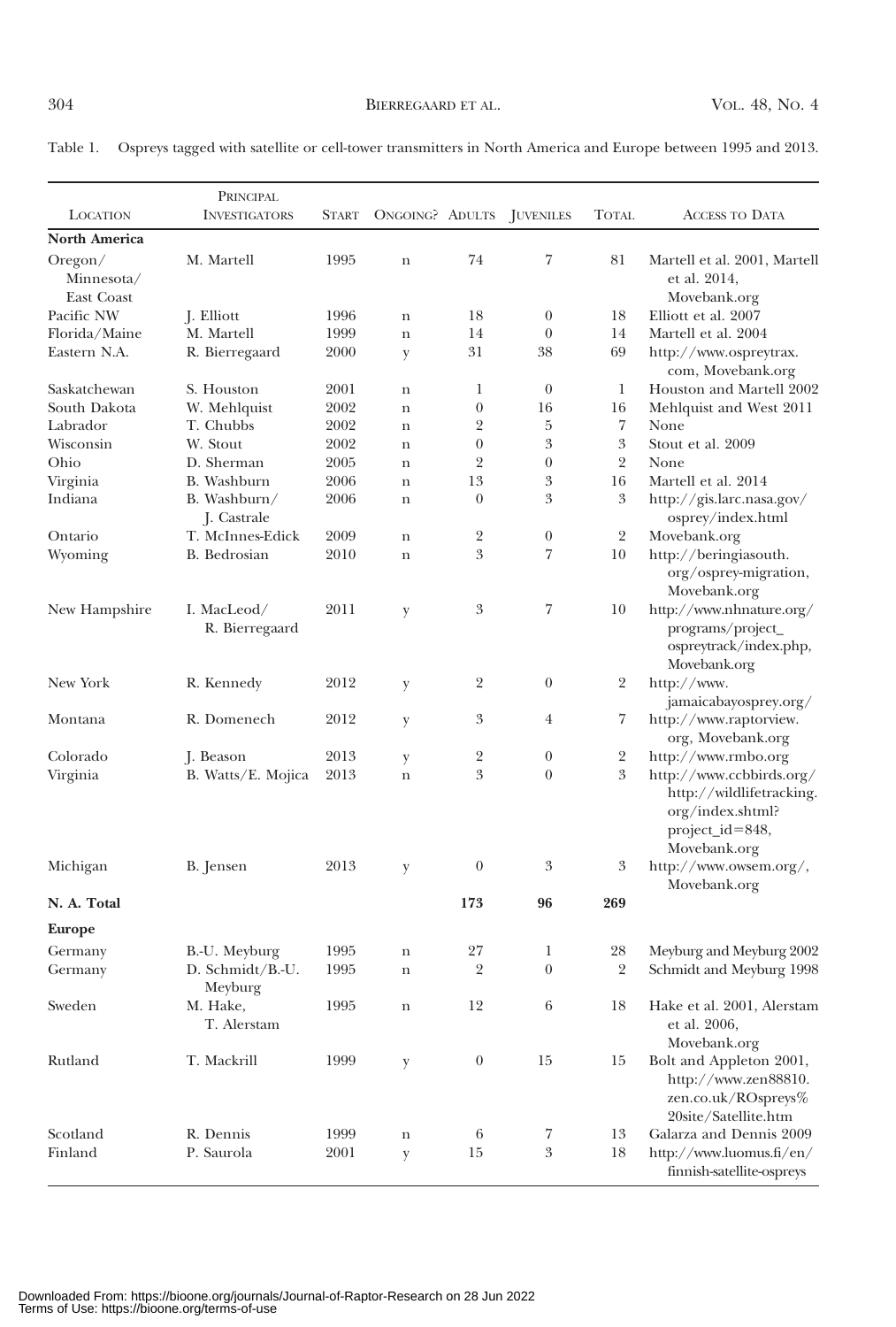Table 1. Ospreys tagged with satellite or cell-tower transmitters in North America and Europe between 1995 and 2013.

| Location | Principal Investigators | Start | Ongoing? | Adults | Juveniles | Total | Access to Data |
|---|---|---|---|---|---|---|---|
| **North America** | | | | | | | |
| Oregon/ Minnesota/ East Coast | M. Martell | 1995 | n | 74 | 7 | 81 | Martell et al. 2001, Martell et al. 2014, Movebank.org |
| Pacific NW | J. Elliott | 1996 | n | 18 | 0 | 18 | Elliott et al. 2007 |
| Florida/Maine | M. Martell | 1999 | n | 14 | 0 | 14 | Martell et al. 2004 |
| Eastern N.A. | R. Bierregaard | 2000 | y | 31 | 38 | 69 | http://www.ospreytrax.com, Movebank.org |
| Saskatchewan | S. Houston | 2001 | n | 1 | 0 | 1 | Houston and Martell 2002 |
| South Dakota | W. Mehlquist | 2002 | n | 0 | 16 | 16 | Mehlquist and West 2011 |
| Labrador | T. Chubbs | 2002 | n | 2 | 5 | 7 | None |
| Wisconsin | W. Stout | 2002 | n | 0 | 3 | 3 | Stout et al. 2009 |
| Ohio | D. Sherman | 2005 | n | 2 | 0 | 2 | None |
| Virginia | B. Washburn | 2006 | n | 13 | 3 | 16 | Martell et al. 2014 |
| Indiana | B. Washburn/ J. Castrale | 2006 | n | 0 | 3 | 3 | http://gis.larc.nasa.gov/osprey/index.html |
| Ontario | T. McInnes-Edick | 2009 | n | 2 | 0 | 2 | Movebank.org |
| Wyoming | B. Bedrosian | 2010 | n | 3 | 7 | 10 | http://beringiasouth.org/osprey-migration, Movebank.org |
| New Hampshire | I. MacLeod/ R. Bierregaard | 2011 | y | 3 | 7 | 10 | http://www.nhnature.org/programs/project_ospreytrack/index.php, Movebank.org |
| New York | R. Kennedy | 2012 | y | 2 | 0 | 2 | http://www.jamaicabayosprey.org/ |
| Montana | R. Domenech | 2012 | y | 3 | 4 | 7 | http://www.raptorview.org, Movebank.org |
| Colorado | J. Beason | 2013 | y | 2 | 0 | 2 | http://www.rmbo.org |
| Virginia | B. Watts/E. Mojica | 2013 | n | 3 | 0 | 3 | http://www.ccbbirds.org/ http://wildlifetracking.org/index.shtml?project_id=848, Movebank.org |
| Michigan | B. Jensen | 2013 | y | 0 | 3 | 3 | http://www.owsem.org/, Movebank.org |
| **N. A. Total** | | | | **173** | **96** | **269** | |
| **Europe** | | | | | | | |
| Germany | B.-U. Meyburg | 1995 | n | 27 | 1 | 28 | Meyburg and Meyburg 2002 |
| Germany | D. Schmidt/B.-U. Meyburg | 1995 | n | 2 | 0 | 2 | Schmidt and Meyburg 1998 |
| Sweden | M. Hake, T. Alerstam | 1995 | n | 12 | 6 | 18 | Hake et al. 2001, Alerstam et al. 2006, Movebank.org |
| Rutland | T. Mackrill | 1999 | y | 0 | 15 | 15 | Bolt and Appleton 2001, http://www.zen88810.zen.co.uk/ROspreys%20site/Satellite.htm |
| Scotland | R. Dennis | 1999 | n | 6 | 7 | 13 | Galarza and Dennis 2009 |
| Finland | P. Saurola | 2001 | y | 15 | 3 | 18 | http://www.luomus.fi/en/finnish-satellite-ospreys |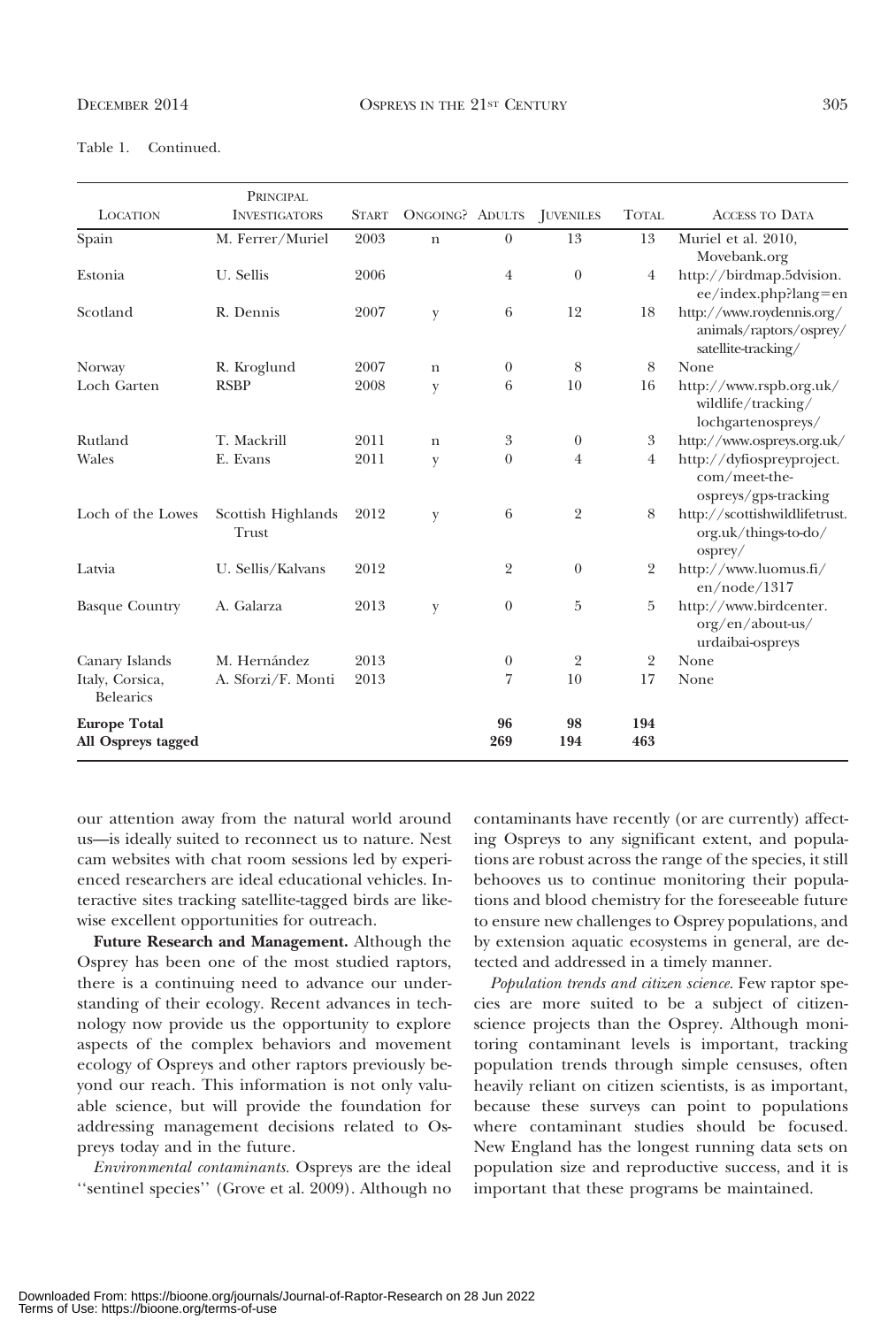Table 1. Continued.

| Location | Principal Investigators | Start | Ongoing? | Adults | Juveniles | Total | Access to Data |
|---|---|---|---|---|---|---|---|
| Spain | M. Ferrer/Muriel | 2003 | n | 0 | 13 | 13 | Muriel et al. 2010, Movebank.org |
| Estonia | U. Sellis | 2006 | | 4 | 0 | 4 | http://birdmap.5dvision.ee/index.php?lang=en |
| Scotland | R. Dennis | 2007 | y | 6 | 12 | 18 | http://www.roydennis.org/animals/raptors/osprey/satellite-tracking/ |
| Norway | R. Kroglund | 2007 | n | 0 | 8 | 8 | None |
| Loch Garten | RSBP | 2008 | y | 6 | 10 | 16 | http://www.rspb.org.uk/wildlife/tracking/lochgartenospreys/ |
| Rutland | T. Mackrill | 2011 | n | 3 | 0 | 3 | http://www.ospreys.org.uk/ |
| Wales | E. Evans | 2011 | y | 0 | 4 | 4 | http://dyfiospreyproject.com/meet-the-ospreys/gps-tracking |
| Loch of the Lowes | Scottish Highlands Trust | 2012 | y | 6 | 2 | 8 | http://scottishwildlifetrust.org.uk/things-to-do/osprey/ |
| Latvia | U. Sellis/Kalvans | 2012 | | 2 | 0 | 2 | http://www.luomus.fi/en/node/1317 |
| Basque Country | A. Galarza | 2013 | y | 0 | 5 | 5 | http://www.birdcenter.org/en/about-us/urdaibai-ospreys |
| Canary Islands | M. Hernández | 2013 | | 0 | 2 | 2 | None |
| Italy, Corsica, Belearics | A. Sforzi/F. Monti | 2013 | | 7 | 10 | 17 | None |
| **Europe Total** | | | | **96** | **98** | **194** | |
| **All Ospreys tagged** | | | | **269** | **194** | **463** | |

our attention away from the natural world around us—is ideally suited to reconnect us to nature. Nest cam websites with chat room sessions led by experienced researchers are ideal educational vehicles. Interactive sites tracking satellite-tagged birds are likewise excellent opportunities for outreach.

**Future Research and Management.** Although the Osprey has been one of the most studied raptors, there is a continuing need to advance our understanding of their ecology. Recent advances in technology now provide us the opportunity to explore aspects of the complex behaviors and movement ecology of Ospreys and other raptors previously beyond our reach. This information is not only valuable science, but will provide the foundation for addressing management decisions related to Ospreys today and in the future.

*Environmental contaminants*. Ospreys are the ideal ''sentinel species'' (Grove et al. 2009). Although no contaminants have recently (or are currently) affecting Ospreys to any significant extent, and populations are robust across the range of the species, it still behooves us to continue monitoring their populations and blood chemistry for the foreseeable future to ensure new challenges to Osprey populations, and by extension aquatic ecosystems in general, are detected and addressed in a timely manner.

*Population trends and citizen science*. Few raptor species are more suited to be a subject of citizen-science projects than the Osprey. Although monitoring contaminant levels is important, tracking population trends through simple censuses, often heavily reliant on citizen scientists, is as important, because these surveys can point to populations where contaminant studies should be focused. New England has the longest running data sets on population size and reproductive success, and it is important that these programs be maintained.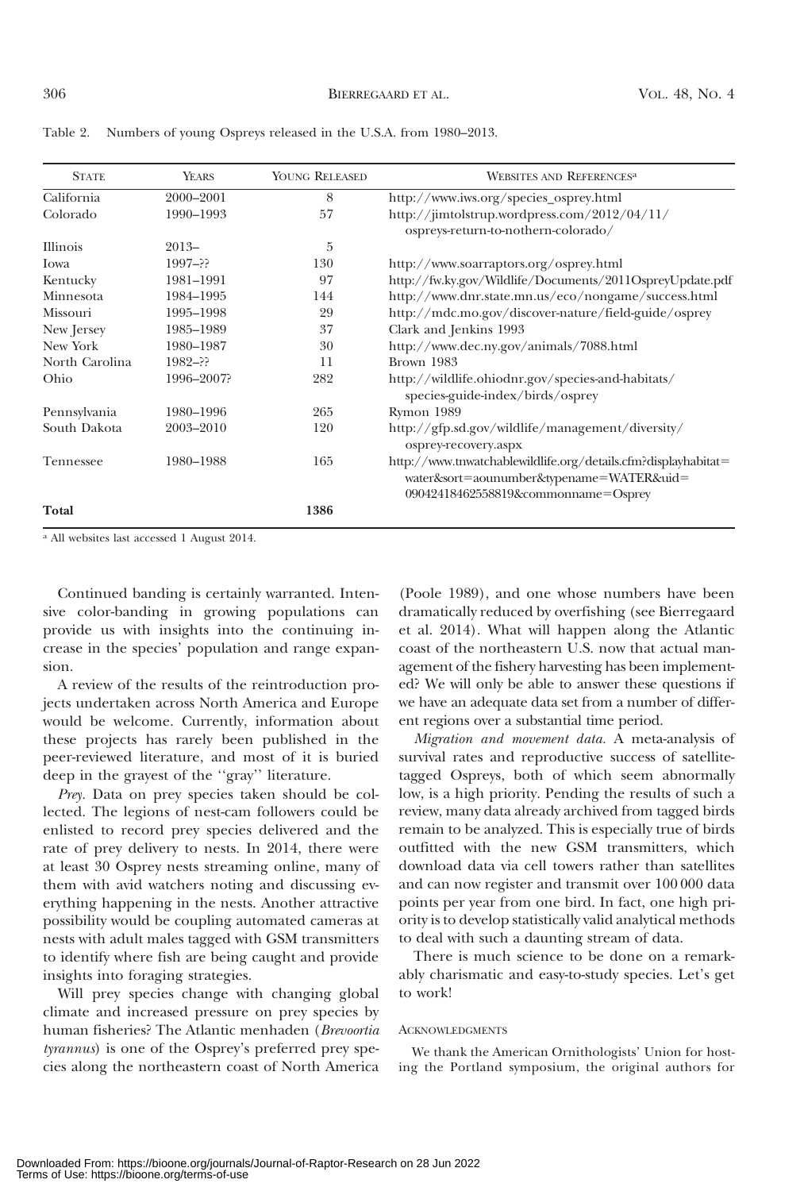Table 2. Numbers of young Ospreys released in the U.S.A. from 1980–2013.

| State | Years | Young Released | Websites and References[a] |
|---|---|---|---|
| California | 2000–2001 | 8 | http://www.iws.org/species_osprey.html |
| Colorado | 1990–1993 | 57 | http://jimtolstrup.wordpress.com/2012/04/11/ospreys-return-to-nothern-colorado/ |
| Illinois | 2013– | 5 | |
| Iowa | 1997–?? | 130 | http://www.soarraptors.org/osprey.html |
| Kentucky | 1981–1991 | 97 | http://fw.ky.gov/Wildlife/Documents/2011OspreyUpdate.pdf |
| Minnesota | 1984–1995 | 144 | http://www.dnr.state.mn.us/eco/nongame/success.html |
| Missouri | 1995–1998 | 29 | http://mdc.mo.gov/discover-nature/field-guide/osprey |
| New Jersey | 1985–1989 | 37 | Clark and Jenkins 1993 |
| New York | 1980–1987 | 30 | http://www.dec.ny.gov/animals/7088.html |
| North Carolina | 1982–?? | 11 | Brown 1983 |
| Ohio | 1996–2007? | 282 | http://wildlife.ohiodnr.gov/species-and-habitats/species-guide-index/birds/osprey |
| Pennsylvania | 1980–1996 | 265 | Rymon 1989 |
| South Dakota | 2003–2010 | 120 | http://gfp.sd.gov/wildlife/management/diversity/osprey-recovery.aspx |
| Tennessee | 1980–1988 | 165 | http://www.tnwatchablewildlife.org/details.cfm?displayhabitat=water&sort=aounumber&typename=WATER&uid=09042418462558819&commonname=Osprey |
| **Total** | | **1386** | |

[a] All websites last accessed 1 August 2014.

Continued banding is certainly warranted. Intensive color-banding in growing populations can provide us with insights into the continuing increase in the species' population and range expansion.

A review of the results of the reintroduction projects undertaken across North America and Europe would be welcome. Currently, information about these projects has rarely been published in the peer-reviewed literature, and most of it is buried deep in the grayest of the ''gray'' literature.

*Prey.* Data on prey species taken should be collected. The legions of nest-cam followers could be enlisted to record prey species delivered and the rate of prey delivery to nests. In 2014, there were at least 30 Osprey nests streaming online, many of them with avid watchers noting and discussing everything happening in the nests. Another attractive possibility would be coupling automated cameras at nests with adult males tagged with GSM transmitters to identify where fish are being caught and provide insights into foraging strategies.

Will prey species change with changing global climate and increased pressure on prey species by human fisheries? The Atlantic menhaden (*Brevoortia tyrannus*) is one of the Osprey's preferred prey species along the northeastern coast of North America (Poole 1989), and one whose numbers have been dramatically reduced by overfishing (see Bierregaard et al. 2014). What will happen along the Atlantic coast of the northeastern U.S. now that actual management of the fishery harvesting has been implemented? We will only be able to answer these questions if we have an adequate data set from a number of different regions over a substantial time period.

*Migration and movement data.* A meta-analysis of survival rates and reproductive success of satellite-tagged Ospreys, both of which seem abnormally low, is a high priority. Pending the results of such a review, many data already archived from tagged birds remain to be analyzed. This is especially true of birds outfitted with the new GSM transmitters, which download data via cell towers rather than satellites and can now register and transmit over 100 000 data points per year from one bird. In fact, one high priority is to develop statistically valid analytical methods to deal with such a daunting stream of data.

There is much science to be done on a remarkably charismatic and easy-to-study species. Let's get to work!

## Acknowledgments

We thank the American Ornithologists' Union for hosting the Portland symposium, the original authors for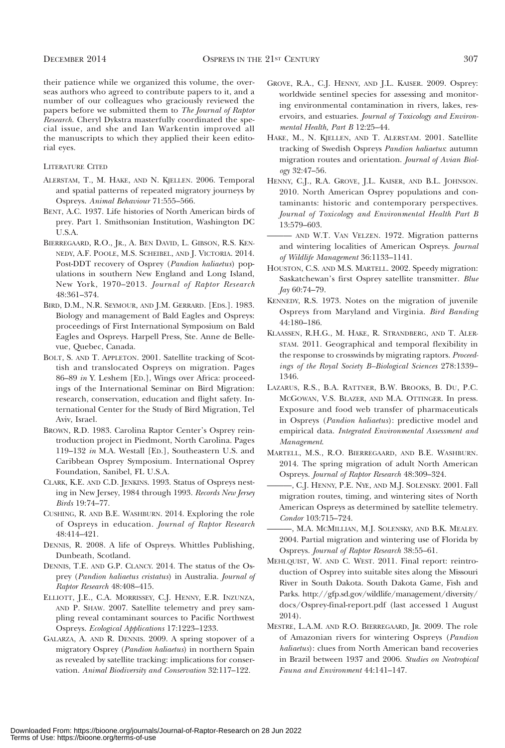their patience while we organized this volume, the overseas authors who agreed to contribute papers to it, and a number of our colleagues who graciously reviewed the papers before we submitted them to *The Journal of Raptor Research*. Cheryl Dykstra masterfully coordinated the special issue, and she and Ian Warkentin improved all the manuscripts to which they applied their keen editorial eyes.

## Literature Cited

Alerstam, T., M. Hake, and N. Kjellen. 2006. Temporal and spatial patterns of repeated migratory journeys by Ospreys. *Animal Behaviour* 71:555–566.

Bent, A.C. 1937. Life histories of North American birds of prey. Part 1. Smithsonian Institution, Washington DC U.S.A.

Bierregaard, R.O., Jr., A. Ben David, L. Gibson, R.S. Kennedy, A.F. Poole, M.S. Scheibel, and J. Victoria. 2014. Post-DDT recovery of Osprey (*Pandion haliaetus*) populations in southern New England and Long Island, New York, 1970–2013. *Journal of Raptor Research* 48:361–374.

Bird, D.M., N.R. Seymour, and J.M. Gerrard. [Eds.]. 1983. Biology and management of Bald Eagles and Ospreys: proceedings of First International Symposium on Bald Eagles and Ospreys. Harpell Press, Ste. Anne de Bellevue, Quebec, Canada.

Bolt, S. and T. Appleton. 2001. Satellite tracking of Scottish and translocated Ospreys on migration. Pages 86–89 *in* Y. Leshem [Ed.], Wings over Africa: proceedings of the International Seminar on Bird Migration: research, conservation, education and flight safety. International Center for the Study of Bird Migration, Tel Aviv, Israel.

Brown, R.D. 1983. Carolina Raptor Center's Osprey reintroduction project in Piedmont, North Carolina. Pages 119–132 *in* M.A. Westall [Ed.], Southeastern U.S. and Caribbean Osprey Symposium. International Osprey Foundation, Sanibel, FL U.S.A.

Clark, K.E. and C.D. Jenkins. 1993. Status of Ospreys nesting in New Jersey, 1984 through 1993. *Records New Jersey Birds* 19:74–77.

Cushing, R. and B.E. Washburn. 2014. Exploring the role of Ospreys in education. *Journal of Raptor Research* 48:414–421.

Dennis, R. 2008. A life of Ospreys. Whittles Publishing, Dunbeath, Scotland.

Dennis, T.E. and G.P. Clancy. 2014. The status of the Osprey (*Pandion haliaetus cristatus*) in Australia. *Journal of Raptor Research* 48:408–415.

Elliott, J.E., C.A. Morrissey, C.J. Henny, E.R. Inzunza, and P. Shaw. 2007. Satellite telemetry and prey sampling reveal contaminant sources to Pacific Northwest Ospreys. *Ecological Applications* 17:1223–1233.

Galarza, A. and R. Dennis. 2009. A spring stopover of a migratory Osprey (*Pandion haliaetus*) in northern Spain as revealed by satellite tracking: implications for conservation. *Animal Biodiversity and Conservation* 32:117–122.

Grove, R.A., C.J. Henny, and J.L. Kaiser. 2009. Osprey: worldwide sentinel species for assessing and monitoring environmental contamination in rivers, lakes, reservoirs, and estuaries. *Journal of Toxicology and Environmental Health, Part B* 12:25–44.

Hake, M., N. Kjellen, and T. Alerstam. 2001. Satellite tracking of Swedish Ospreys *Pandion haliaetus*: autumn migration routes and orientation. *Journal of Avian Biology* 32:47–56.

Henny, C.J., R.A. Grove, J.L. Kaiser, and B.L. Johnson. 2010. North American Osprey populations and contaminants: historic and contemporary perspectives. *Journal of Toxicology and Environmental Health Part B* 13:579–603.

——— and W.T. Van Velzen. 1972. Migration patterns and wintering localities of American Ospreys. *Journal of Wildlife Management* 36:1133–1141.

Houston, C.S. and M.S. Martell. 2002. Speedy migration: Saskatchewan's first Osprey satellite transmitter. *Blue Jay* 60:74–79.

Kennedy, R.S. 1973. Notes on the migration of juvenile Ospreys from Maryland and Virginia. *Bird Banding* 44:180–186.

Klaassen, R.H.G., M. Hake, R. Strandberg, and T. Alerstam. 2011. Geographical and temporal flexibility in the response to crosswinds by migrating raptors. *Proceedings of the Royal Society B–Biological Sciences* 278:1339–1346.

Lazarus, R.S., B.A. Rattner, B.W. Brooks, B. Du, P.C. McGowan, V.S. Blazer, and M.A. Ottinger. In press. Exposure and food web transfer of pharmaceuticals in Ospreys (*Pandion haliaetus*): predictive model and empirical data. *Integrated Environmental Assessment and Management*.

Martell, M.S., R.O. Bierregaard, and B.E. Washburn. 2014. The spring migration of adult North American Ospreys. *Journal of Raptor Research* 48:309–324.

———, C.J. Henny, P.E. Nye, and M.J. Solensky. 2001. Fall migration routes, timing, and wintering sites of North American Ospreys as determined by satellite telemetry. *Condor* 103:715–724.

———, M.A. McMillian, M.J. Solensky, and B.K. Mealey. 2004. Partial migration and wintering use of Florida by Ospreys. *Journal of Raptor Research* 38:55–61.

Mehlquist, W. and C. West. 2011. Final report: reintroduction of Osprey into suitable sites along the Missouri River in South Dakota. South Dakota Game, Fish and Parks. http://gfp.sd.gov/wildlife/management/diversity/docs/Osprey-final-report.pdf (last accessed 1 August 2014).

Mestre, L.A.M. and R.O. Bierregaard, Jr. 2009. The role of Amazonian rivers for wintering Ospreys (*Pandion haliaetus*): clues from North American band recoveries in Brazil between 1937 and 2006. *Studies on Neotropical Fauna and Environment* 44:141–147.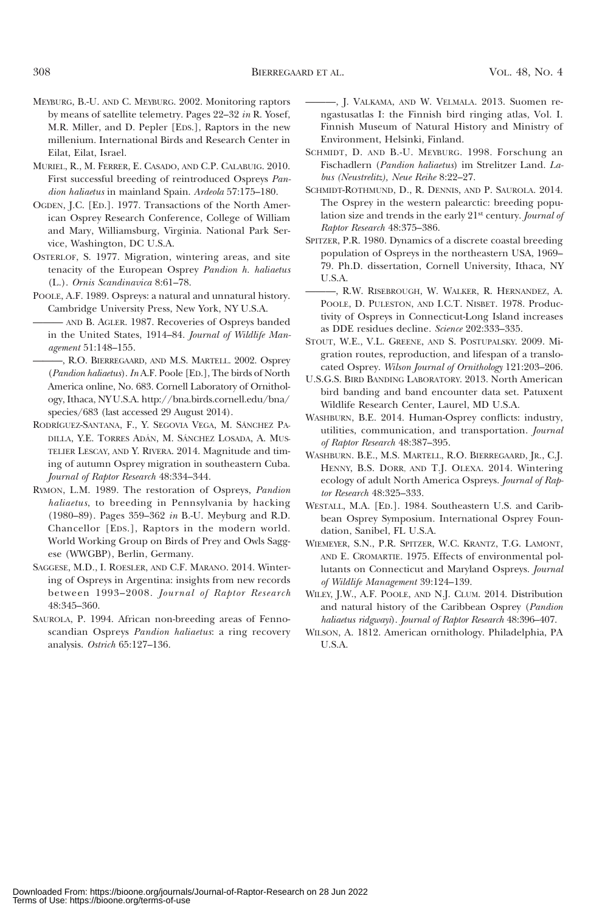MEYBURG, B.-U. AND C. MEYBURG. 2002. Monitoring raptors by means of satellite telemetry. Pages 22–32 *in* R. Yosef, M.R. Miller, and D. Pepler [EDS.], Raptors in the new millenium. International Birds and Research Center in Eilat, Eilat, Israel.

MURIEL, R., M. FERRER, E. CASADO, AND C.P. CALABUIG. 2010. First successful breeding of reintroduced Ospreys *Pandion haliaetus* in mainland Spain. *Ardeola* 57:175–180.

OGDEN, J.C. [ED.]. 1977. Transactions of the North American Osprey Research Conference, College of William and Mary, Williamsburg, Virginia. National Park Service, Washington, DC U.S.A.

OSTERLOF, S. 1977. Migration, wintering areas, and site tenacity of the European Osprey *Pandion h. haliaetus* (L.). *Ornis Scandinavica* 8:61–78.

POOLE, A.F. 1989. Ospreys: a natural and unnatural history. Cambridge University Press, New York, NY U.S.A.

——— AND B. AGLER. 1987. Recoveries of Ospreys banded in the United States, 1914–84. *Journal of Wildlife Management* 51:148–155.

———, R.O. BIERREGAARD, AND M.S. MARTELL. 2002. Osprey (*Pandion haliaetus*). *In* A.F. Poole [ED.], The birds of North America online, No. 683. Cornell Laboratory of Ornithology, Ithaca, NY U.S.A. http://bna.birds.cornell.edu/bna/species/683 (last accessed 29 August 2014).

RODRÍGUEZ-SANTANA, F., Y. SEGOVIA VEGA, M. SÁNCHEZ PADILLA, Y.E. TORRES ADÁN, M. SÁNCHEZ LOSADA, A. MUSTELIER LESCAY, AND Y. RIVERA. 2014. Magnitude and timing of autumn Osprey migration in southeastern Cuba. *Journal of Raptor Research* 48:334–344.

RYMON, L.M. 1989. The restoration of Ospreys, *Pandion haliaetus*, to breeding in Pennsylvania by hacking (1980–89). Pages 359–362 *in* B.-U. Meyburg and R.D. Chancellor [EDS.], Raptors in the modern world. World Working Group on Birds of Prey and Owls Saggese (WWGBP), Berlin, Germany.

SAGGESE, M.D., I. ROESLER, AND C.F. MARANO. 2014. Wintering of Ospreys in Argentina: insights from new records between 1993–2008. *Journal of Raptor Research* 48:345–360.

SAUROLA, P. 1994. African non-breeding areas of Fennoscandian Ospreys *Pandion haliaetus*: a ring recovery analysis. *Ostrich* 65:127–136.

———, J. VALKAMA, AND W. VELMALA. 2013. Suomen rengastusatlas I: the Finnish bird ringing atlas, Vol. I. Finnish Museum of Natural History and Ministry of Environment, Helsinki, Finland.

SCHMIDT, D. AND B.-U. MEYBURG. 1998. Forschung an Fischadlern (*Pandion haliaetus*) im Strelitzer Land. *Labus (Neustrelitz), Neue Reihe* 8:22–27.

SCHMIDT-ROTHMUND, D., R. DENNIS, AND P. SAUROLA. 2014. The Osprey in the western palearctic: breeding population size and trends in the early 21st century. *Journal of Raptor Research* 48:375–386.

SPITZER, P.R. 1980. Dynamics of a discrete coastal breeding population of Ospreys in the northeastern USA, 1969–79. Ph.D. dissertation, Cornell University, Ithaca, NY U.S.A.

———, R.W. RISEBROUGH, W. WALKER, R. HERNANDEZ, A. POOLE, D. PULESTON, AND I.C.T. NISBET. 1978. Productivity of Ospreys in Connecticut-Long Island increases as DDE residues decline. *Science* 202:333–335.

STOUT, W.E., V.L. GREENE, AND S. POSTUPALSKY. 2009. Migration routes, reproduction, and lifespan of a translocated Osprey. *Wilson Journal of Ornithology* 121:203–206.

U.S.G.S. BIRD BANDING LABORATORY. 2013. North American bird banding and band encounter data set. Patuxent Wildlife Research Center, Laurel, MD U.S.A.

WASHBURN, B.E. 2014. Human-Osprey conflicts: industry, utilities, communication, and transportation. *Journal of Raptor Research* 48:387–395.

WASHBURN. B.E., M.S. MARTELL, R.O. BIERREGAARD, JR., C.J. HENNY, B.S. DORR, AND T.J. OLEXA. 2014. Wintering ecology of adult North America Ospreys. *Journal of Raptor Research* 48:325–333.

WESTALL, M.A. [ED.]. 1984. Southeastern U.S. and Caribbean Osprey Symposium. International Osprey Foundation, Sanibel, FL U.S.A.

WIEMEYER, S.N., P.R. SPITZER, W.C. KRANTZ, T.G. LAMONT, AND E. CROMARTIE. 1975. Effects of environmental pollutants on Connecticut and Maryland Ospreys. *Journal of Wildlife Management* 39:124–139.

WILEY, J.W., A.F. POOLE, AND N.J. CLUM. 2014. Distribution and natural history of the Caribbean Osprey (*Pandion haliaetus ridgwayi*). *Journal of Raptor Research* 48:396–407.

WILSON, A. 1812. American ornithology. Philadelphia, PA U.S.A.